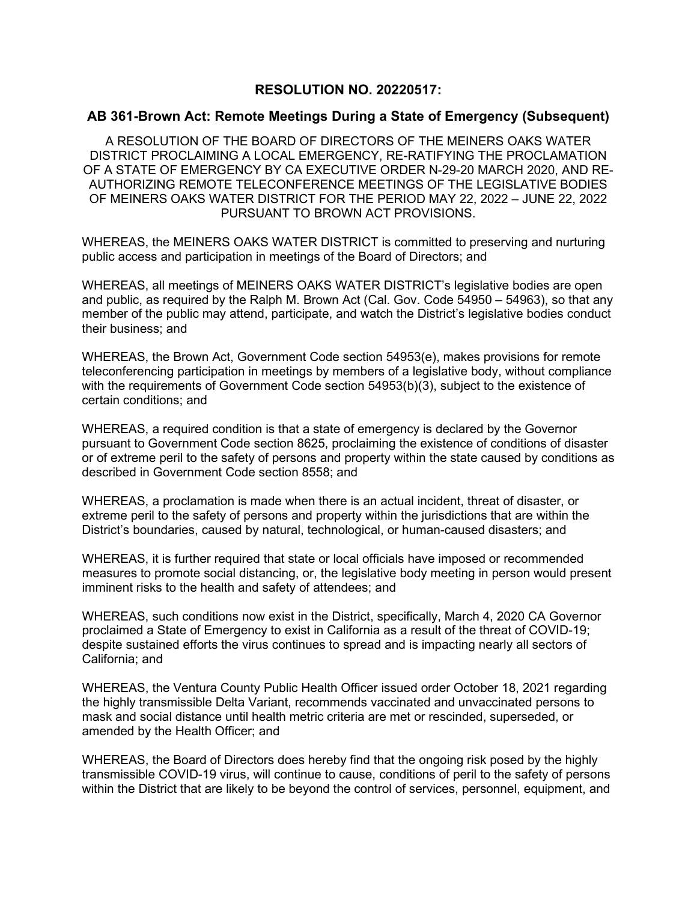# RESOLUTION NO. 20220517:

## AB 361-Brown Act: Remote Meetings During a State of Emergency (Subsequent)

A RESOLUTION OF THE BOARD OF DIRECTORS OF THE MEINERS OAKS WATER DISTRICT PROCLAIMING A LOCAL EMERGENCY, RE-RATIFYING THE PROCLAMATION OF A STATE OF EMERGENCY BY CA EXECUTIVE ORDER N-29-20 MARCH 2020, AND RE-AUTHORIZING REMOTE TELECONFERENCE MEETINGS OF THE LEGISLATIVE BODIES OF MEINERS OAKS WATER DISTRICT FOR THE PERIOD MAY 22, 2022 – JUNE 22, 2022 PURSUANT TO BROWN ACT PROVISIONS.

WHEREAS, the MEINERS OAKS WATER DISTRICT is committed to preserving and nurturing public access and participation in meetings of the Board of Directors; and

WHEREAS, all meetings of MEINERS OAKS WATER DISTRICT's legislative bodies are open and public, as required by the Ralph M. Brown Act (Cal. Gov. Code 54950 – 54963), so that any member of the public may attend, participate, and watch the District's legislative bodies conduct their business; and

WHEREAS, the Brown Act, Government Code section 54953(e), makes provisions for remote teleconferencing participation in meetings by members of a legislative body, without compliance with the requirements of Government Code section 54953(b)(3), subject to the existence of certain conditions; and

WHEREAS, a required condition is that a state of emergency is declared by the Governor pursuant to Government Code section 8625, proclaiming the existence of conditions of disaster or of extreme peril to the safety of persons and property within the state caused by conditions as described in Government Code section 8558; and

WHEREAS, a proclamation is made when there is an actual incident, threat of disaster, or extreme peril to the safety of persons and property within the jurisdictions that are within the District's boundaries, caused by natural, technological, or human-caused disasters; and

WHEREAS, it is further required that state or local officials have imposed or recommended measures to promote social distancing, or, the legislative body meeting in person would present imminent risks to the health and safety of attendees; and

WHEREAS, such conditions now exist in the District, specifically, March 4, 2020 CA Governor proclaimed a State of Emergency to exist in California as a result of the threat of COVID-19; despite sustained efforts the virus continues to spread and is impacting nearly all sectors of California; and

WHEREAS, the Ventura County Public Health Officer issued order October 18, 2021 regarding the highly transmissible Delta Variant, recommends vaccinated and unvaccinated persons to mask and social distance until health metric criteria are met or rescinded, superseded, or amended by the Health Officer; and

WHEREAS, the Board of Directors does hereby find that the ongoing risk posed by the highly transmissible COVID-19 virus, will continue to cause, conditions of peril to the safety of persons within the District that are likely to be beyond the control of services, personnel, equipment, and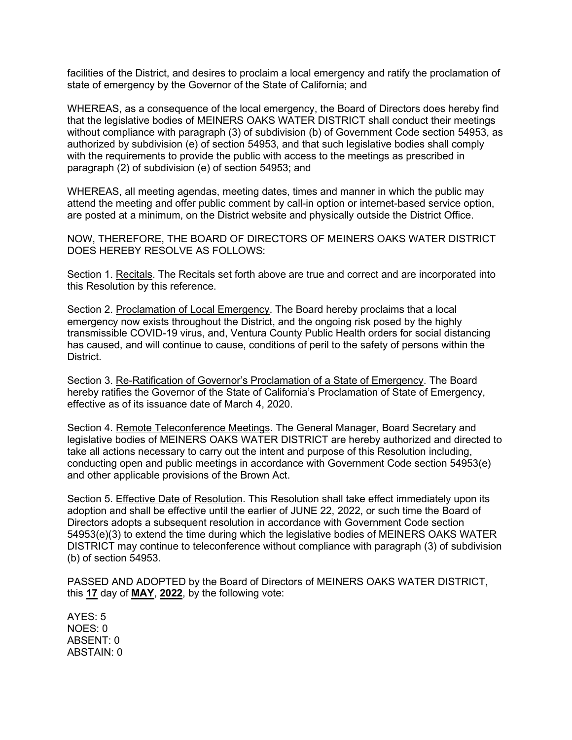facilities of the District, and desires to proclaim a local emergency and ratify the proclamation of state of emergency by the Governor of the State of California; and

WHEREAS, as a consequence of the local emergency, the Board of Directors does hereby find that the legislative bodies of MEINERS OAKS WATER DISTRICT shall conduct their meetings without compliance with paragraph (3) of subdivision (b) of Government Code section 54953, as authorized by subdivision (e) of section 54953, and that such legislative bodies shall comply with the requirements to provide the public with access to the meetings as prescribed in paragraph (2) of subdivision (e) of section 54953; and

WHEREAS, all meeting agendas, meeting dates, times and manner in which the public may attend the meeting and offer public comment by call-in option or internet-based service option, are posted at a minimum, on the District website and physically outside the District Office.

NOW, THEREFORE, THE BOARD OF DIRECTORS OF MEINERS OAKS WATER DISTRICT DOES HEREBY RESOLVE AS FOLLOWS:

Section 1. Recitals. The Recitals set forth above are true and correct and are incorporated into this Resolution by this reference.

Section 2. Proclamation of Local Emergency. The Board hereby proclaims that a local emergency now exists throughout the District, and the ongoing risk posed by the highly transmissible COVID-19 virus, and, Ventura County Public Health orders for social distancing has caused, and will continue to cause, conditions of peril to the safety of persons within the District.

Section 3. Re-Ratification of Governor's Proclamation of a State of Emergency. The Board hereby ratifies the Governor of the State of California's Proclamation of State of Emergency, effective as of its issuance date of March 4, 2020.

Section 4. Remote Teleconference Meetings. The General Manager, Board Secretary and legislative bodies of MEINERS OAKS WATER DISTRICT are hereby authorized and directed to take all actions necessary to carry out the intent and purpose of this Resolution including, conducting open and public meetings in accordance with Government Code section 54953(e) and other applicable provisions of the Brown Act.

Section 5. Effective Date of Resolution. This Resolution shall take effect immediately upon its adoption and shall be effective until the earlier of JUNE 22, 2022, or such time the Board of Directors adopts a subsequent resolution in accordance with Government Code section 54953(e)(3) to extend the time during which the legislative bodies of MEINERS OAKS WATER DISTRICT may continue to teleconference without compliance with paragraph (3) of subdivision (b) of section 54953.

PASSED AND ADOPTED by the Board of Directors of MEINERS OAKS WATER DISTRICT, this **17** day of **MAY**, **2022**, by the following vote:

AYES: 5
NOES: 0
ABSENT: 0
ABSTAIN: 0